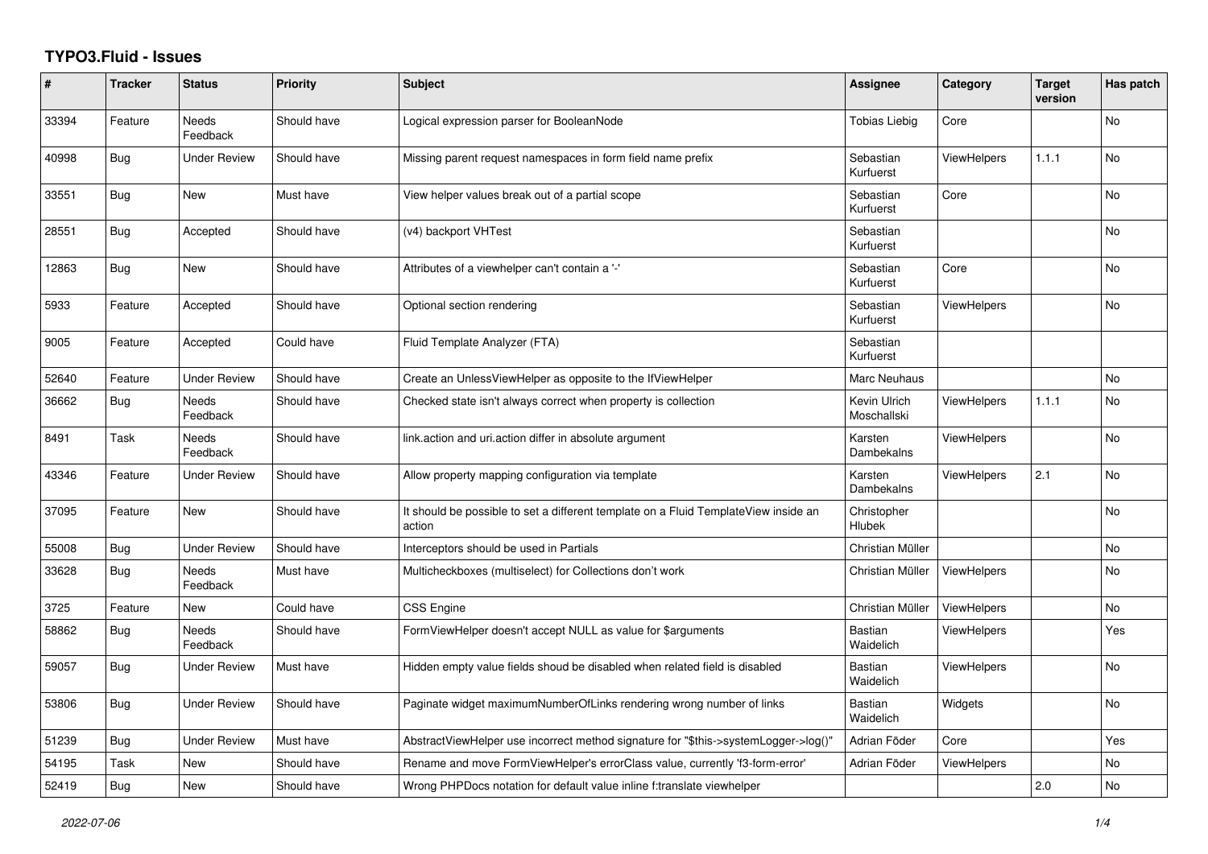# TYPO3.Fluid - Issues

| # | Tracker | Status | Priority | Subject | Assignee | Category | Target version | Has patch |
|---|---|---|---|---|---|---|---|---|
| 33394 | Feature | Needs Feedback | Should have | Logical expression parser for BooleanNode | Tobias Liebig | Core | | No |
| 40998 | Bug | Under Review | Should have | Missing parent request namespaces in form field name prefix | Sebastian Kurfuerst | ViewHelpers | 1.1.1 | No |
| 33551 | Bug | New | Must have | View helper values break out of a partial scope | Sebastian Kurfuerst | Core | | No |
| 28551 | Bug | Accepted | Should have | (v4) backport VHTest | Sebastian Kurfuerst | | | No |
| 12863 | Bug | New | Should have | Attributes of a viewhelper can't contain a '-' | Sebastian Kurfuerst | Core | | No |
| 5933 | Feature | Accepted | Should have | Optional section rendering | Sebastian Kurfuerst | ViewHelpers | | No |
| 9005 | Feature | Accepted | Could have | Fluid Template Analyzer (FTA) | Sebastian Kurfuerst | | | |
| 52640 | Feature | Under Review | Should have | Create an UnlessViewHelper as opposite to the IfViewHelper | Marc Neuhaus | | | No |
| 36662 | Bug | Needs Feedback | Should have | Checked state isn't always correct when property is collection | Kevin Ulrich Moschallski | ViewHelpers | 1.1.1 | No |
| 8491 | Task | Needs Feedback | Should have | link.action and uri.action differ in absolute argument | Karsten Dambekalns | ViewHelpers | | No |
| 43346 | Feature | Under Review | Should have | Allow property mapping configuration via template | Karsten Dambekalns | ViewHelpers | 2.1 | No |
| 37095 | Feature | New | Should have | It should be possible to set a different template on a Fluid TemplateView inside an action | Christopher Hlubek | | | No |
| 55008 | Bug | Under Review | Should have | Interceptors should be used in Partials | Christian Müller | | | No |
| 33628 | Bug | Needs Feedback | Must have | Multicheckboxes (multiselect) for Collections don't work | Christian Müller | ViewHelpers | | No |
| 3725 | Feature | New | Could have | CSS Engine | Christian Müller | ViewHelpers | | No |
| 58862 | Bug | Needs Feedback | Should have | FormViewHelper doesn't accept NULL as value for $arguments | Bastian Waidelich | ViewHelpers | | Yes |
| 59057 | Bug | Under Review | Must have | Hidden empty value fields shoud be disabled when related field is disabled | Bastian Waidelich | ViewHelpers | | No |
| 53806 | Bug | Under Review | Should have | Paginate widget maximumNumberOfLinks rendering wrong number of links | Bastian Waidelich | Widgets | | No |
| 51239 | Bug | Under Review | Must have | AbstractViewHelper use incorrect method signature for "$this->systemLogger->log()" | Adrian Föder | Core | | Yes |
| 54195 | Task | New | Should have | Rename and move FormViewHelper's errorClass value, currently 'f3-form-error' | Adrian Föder | ViewHelpers | | No |
| 52419 | Bug | New | Should have | Wrong PHPDocs notation for default value inline f:translate viewhelper | | | 2.0 | No |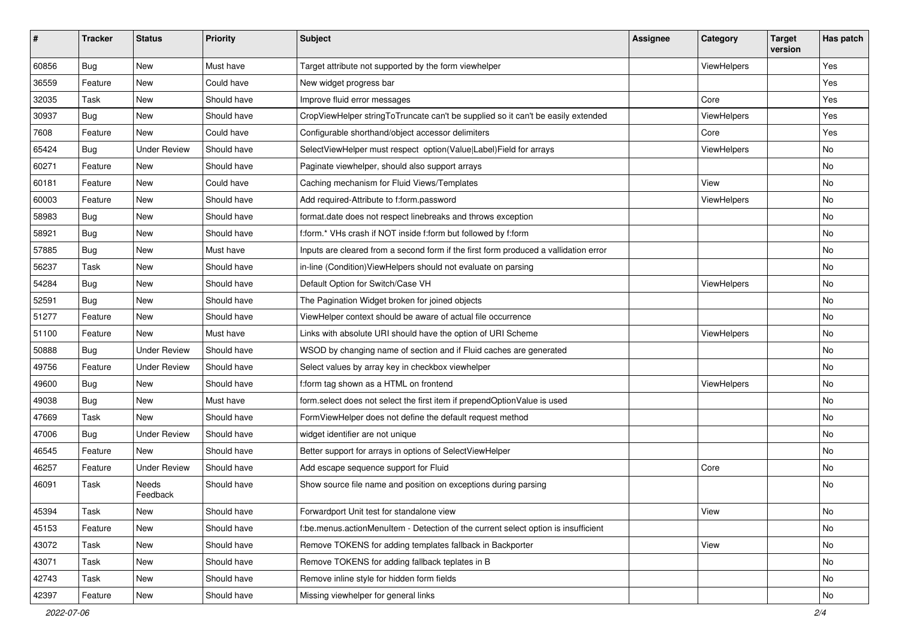| # | Tracker | Status | Priority | Subject | Assignee | Category | Target version | Has patch |
|---|---|---|---|---|---|---|---|---|
| 60856 | Bug | New | Must have | Target attribute not supported by the form viewhelper | | ViewHelpers | | Yes |
| 36559 | Feature | New | Could have | New widget progress bar | | | | Yes |
| 32035 | Task | New | Should have | Improve fluid error messages | | Core | | Yes |
| 30937 | Bug | New | Should have | CropViewHelper stringToTruncate can't be supplied so it can't be easily extended | | ViewHelpers | | Yes |
| 7608 | Feature | New | Could have | Configurable shorthand/object accessor delimiters | | Core | | Yes |
| 65424 | Bug | Under Review | Should have | SelectViewHelper must respect option(Value\|Label)Field for arrays | | ViewHelpers | | No |
| 60271 | Feature | New | Should have | Paginate viewhelper, should also support arrays | | | | No |
| 60181 | Feature | New | Could have | Caching mechanism for Fluid Views/Templates | | View | | No |
| 60003 | Feature | New | Should have | Add required-Attribute to f:form.password | | ViewHelpers | | No |
| 58983 | Bug | New | Should have | format.date does not respect linebreaks and throws exception | | | | No |
| 58921 | Bug | New | Should have | f:form.* VHs crash if NOT inside f:form but followed by f:form | | | | No |
| 57885 | Bug | New | Must have | Inputs are cleared from a second form if the first form produced a vallidation error | | | | No |
| 56237 | Task | New | Should have | in-line (Condition)ViewHelpers should not evaluate on parsing | | | | No |
| 54284 | Bug | New | Should have | Default Option for Switch/Case VH | | ViewHelpers | | No |
| 52591 | Bug | New | Should have | The Pagination Widget broken for joined objects | | | | No |
| 51277 | Feature | New | Should have | ViewHelper context should be aware of actual file occurrence | | | | No |
| 51100 | Feature | New | Must have | Links with absolute URI should have the option of URI Scheme | | ViewHelpers | | No |
| 50888 | Bug | Under Review | Should have | WSOD by changing name of section and if Fluid caches are generated | | | | No |
| 49756 | Feature | Under Review | Should have | Select values by array key in checkbox viewhelper | | | | No |
| 49600 | Bug | New | Should have | f:form tag shown as a HTML on frontend | | ViewHelpers | | No |
| 49038 | Bug | New | Must have | form.select does not select the first item if prependOptionValue is used | | | | No |
| 47669 | Task | New | Should have | FormViewHelper does not define the default request method | | | | No |
| 47006 | Bug | Under Review | Should have | widget identifier are not unique | | | | No |
| 46545 | Feature | New | Should have | Better support for arrays in options of SelectViewHelper | | | | No |
| 46257 | Feature | Under Review | Should have | Add escape sequence support for Fluid | | Core | | No |
| 46091 | Task | Needs Feedback | Should have | Show source file name and position on exceptions during parsing | | | | No |
| 45394 | Task | New | Should have | Forwardport Unit test for standalone view | | View | | No |
| 45153 | Feature | New | Should have | f:be.menus.actionMenuItem - Detection of the current select option is insufficient | | | | No |
| 43072 | Task | New | Should have | Remove TOKENS for adding templates fallback in Backporter | | View | | No |
| 43071 | Task | New | Should have | Remove TOKENS for adding fallback teplates in B | | | | No |
| 42743 | Task | New | Should have | Remove inline style for hidden form fields | | | | No |
| 42397 | Feature | New | Should have | Missing viewhelper for general links | | | | No |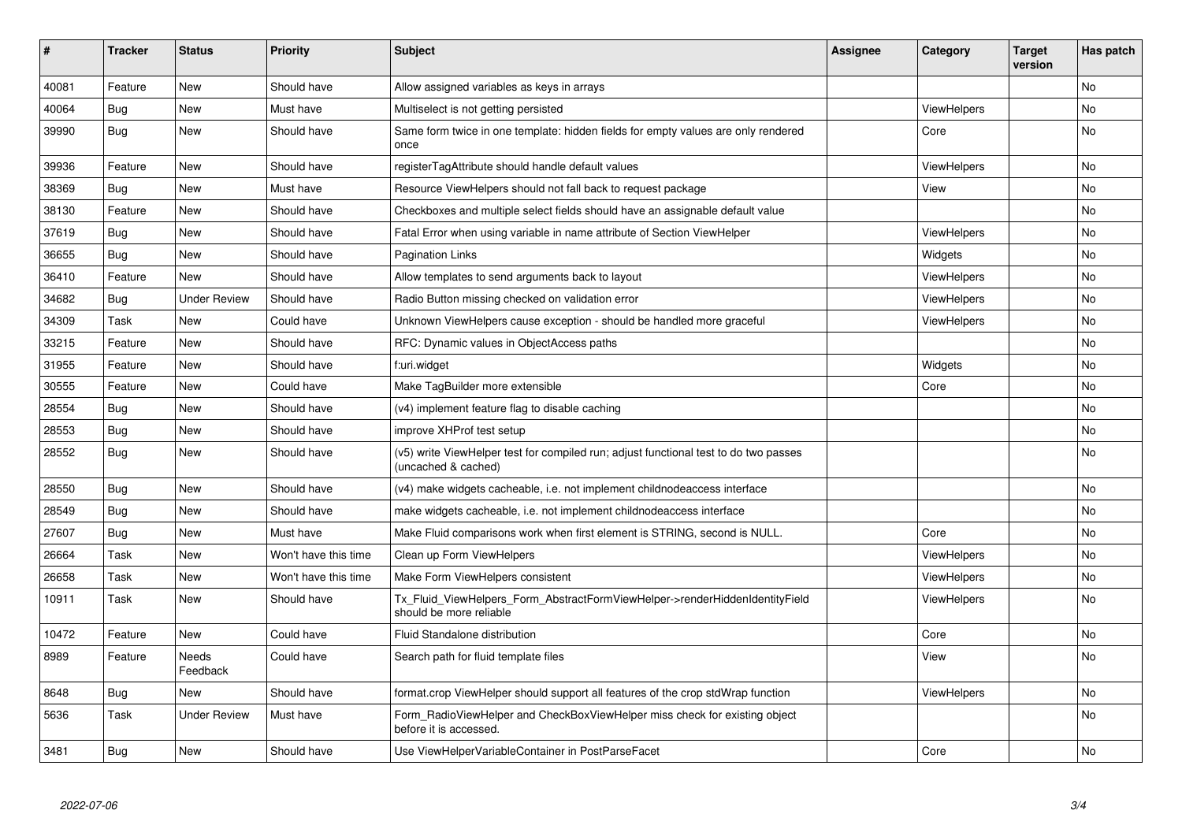| # | Tracker | Status | Priority | Subject | Assignee | Category | Target version | Has patch |
|---|---|---|---|---|---|---|---|---|
| 40081 | Feature | New | Should have | Allow assigned variables as keys in arrays | | | | No |
| 40064 | Bug | New | Must have | Multiselect is not getting persisted | | ViewHelpers | | No |
| 39990 | Bug | New | Should have | Same form twice in one template: hidden fields for empty values are only rendered once | | Core | | No |
| 39936 | Feature | New | Should have | registerTagAttribute should handle default values | | ViewHelpers | | No |
| 38369 | Bug | New | Must have | Resource ViewHelpers should not fall back to request package | | View | | No |
| 38130 | Feature | New | Should have | Checkboxes and multiple select fields should have an assignable default value | | | | No |
| 37619 | Bug | New | Should have | Fatal Error when using variable in name attribute of Section ViewHelper | | ViewHelpers | | No |
| 36655 | Bug | New | Should have | Pagination Links | | Widgets | | No |
| 36410 | Feature | New | Should have | Allow templates to send arguments back to layout | | ViewHelpers | | No |
| 34682 | Bug | Under Review | Should have | Radio Button missing checked on validation error | | ViewHelpers | | No |
| 34309 | Task | New | Could have | Unknown ViewHelpers cause exception - should be handled more graceful | | ViewHelpers | | No |
| 33215 | Feature | New | Should have | RFC: Dynamic values in ObjectAccess paths | | | | No |
| 31955 | Feature | New | Should have | f:uri.widget | | Widgets | | No |
| 30555 | Feature | New | Could have | Make TagBuilder more extensible | | Core | | No |
| 28554 | Bug | New | Should have | (v4) implement feature flag to disable caching | | | | No |
| 28553 | Bug | New | Should have | improve XHProf test setup | | | | No |
| 28552 | Bug | New | Should have | (v5) write ViewHelper test for compiled run; adjust functional test to do two passes (uncached & cached) | | | | No |
| 28550 | Bug | New | Should have | (v4) make widgets cacheable, i.e. not implement childnodeaccess interface | | | | No |
| 28549 | Bug | New | Should have | make widgets cacheable, i.e. not implement childnodeaccess interface | | | | No |
| 27607 | Bug | New | Must have | Make Fluid comparisons work when first element is STRING, second is NULL. | | Core | | No |
| 26664 | Task | New | Won't have this time | Clean up Form ViewHelpers | | ViewHelpers | | No |
| 26658 | Task | New | Won't have this time | Make Form ViewHelpers consistent | | ViewHelpers | | No |
| 10911 | Task | New | Should have | Tx_Fluid_ViewHelpers_Form_AbstractFormViewHelper->renderHiddenIdentityField should be more reliable | | ViewHelpers | | No |
| 10472 | Feature | New | Could have | Fluid Standalone distribution | | Core | | No |
| 8989 | Feature | Needs Feedback | Could have | Search path for fluid template files | | View | | No |
| 8648 | Bug | New | Should have | format.crop ViewHelper should support all features of the crop stdWrap function | | ViewHelpers | | No |
| 5636 | Task | Under Review | Must have | Form_RadioViewHelper and CheckBoxViewHelper miss check for existing object before it is accessed. | | | | No |
| 3481 | Bug | New | Should have | Use ViewHelperVariableContainer in PostParseFacet | | Core | | No |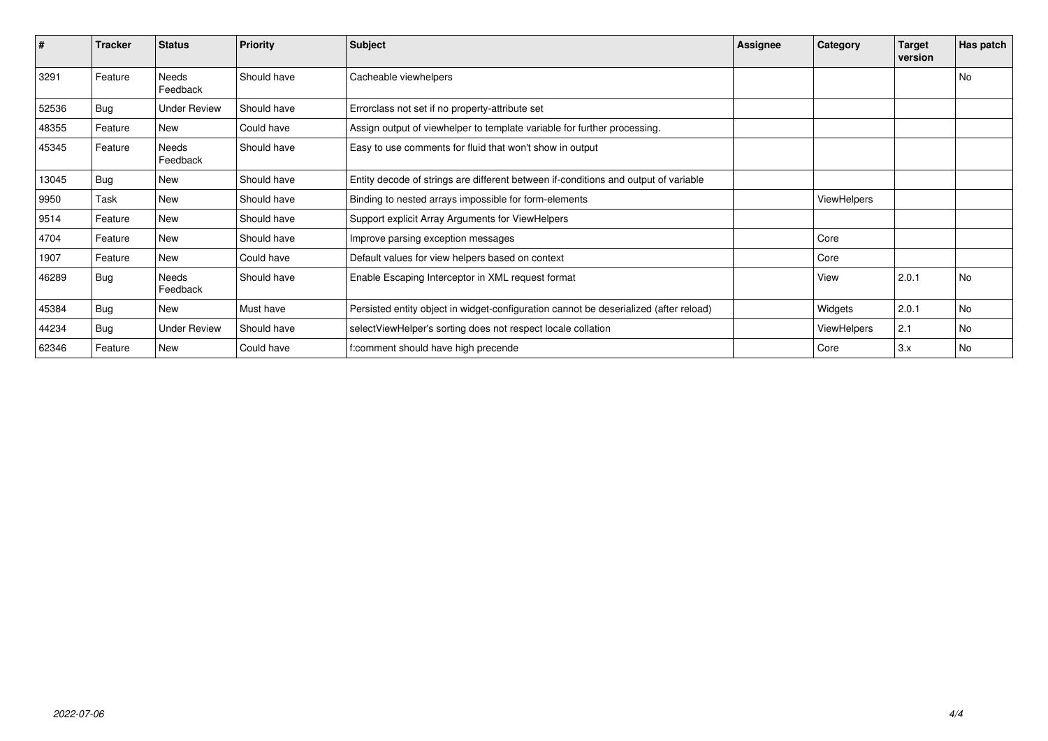| # | Tracker | Status | Priority | Subject | Assignee | Category | Target version | Has patch |
|---|---|---|---|---|---|---|---|---|
| 3291 | Feature | Needs Feedback | Should have | Cacheable viewhelpers | | | | No |
| 52536 | Bug | Under Review | Should have | Errorclass not set if no property-attribute set | | | | |
| 48355 | Feature | New | Could have | Assign output of viewhelper to template variable for further processing. | | | | |
| 45345 | Feature | Needs Feedback | Should have | Easy to use comments for fluid that won't show in output | | | | |
| 13045 | Bug | New | Should have | Entity decode of strings are different between if-conditions and output of variable | | | | |
| 9950 | Task | New | Should have | Binding to nested arrays impossible for form-elements | | ViewHelpers | | |
| 9514 | Feature | New | Should have | Support explicit Array Arguments for ViewHelpers | | | | |
| 4704 | Feature | New | Should have | Improve parsing exception messages | | Core | | |
| 1907 | Feature | New | Could have | Default values for view helpers based on context | | Core | | |
| 46289 | Bug | Needs Feedback | Should have | Enable Escaping Interceptor in XML request format | | View | 2.0.1 | No |
| 45384 | Bug | New | Must have | Persisted entity object in widget-configuration cannot be deserialized (after reload) | | Widgets | 2.0.1 | No |
| 44234 | Bug | Under Review | Should have | selectViewHelper's sorting does not respect locale collation | | ViewHelpers | 2.1 | No |
| 62346 | Feature | New | Could have | f:comment should have high precende | | Core | 3.x | No |

*2022-07-06*